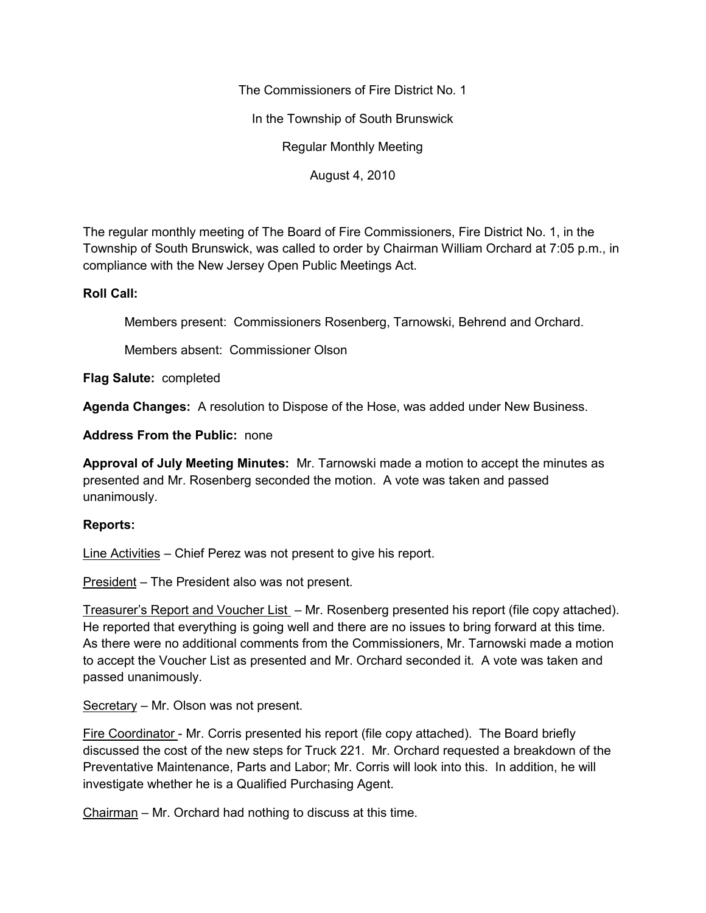The Commissioners of Fire District No. 1

In the Township of South Brunswick

Regular Monthly Meeting

August 4, 2010

The regular monthly meeting of The Board of Fire Commissioners, Fire District No. 1, in the Township of South Brunswick, was called to order by Chairman William Orchard at 7:05 p.m., in compliance with the New Jersey Open Public Meetings Act.

**Roll Call:**

Members present: Commissioners Rosenberg, Tarnowski, Behrend and Orchard.

Members absent: Commissioner Olson

**Flag Salute:** completed

**Agenda Changes:** A resolution to Dispose of the Hose, was added under New Business.

**Address From the Public:** none

**Approval of July Meeting Minutes:** Mr. Tarnowski made a motion to accept the minutes as presented and Mr. Rosenberg seconded the motion. A vote was taken and passed unanimously.

**Reports:**

<u>Line Activities</u> – Chief Perez was not present to give his report.

<u>President</u> – The President also was not present.

<u>Treasurer's Report and Voucher List</u> – Mr. Rosenberg presented his report (file copy attached). He reported that everything is going well and there are no issues to bring forward at this time. As there were no additional comments from the Commissioners, Mr. Tarnowski made a motion to accept the Voucher List as presented and Mr. Orchard seconded it. A vote was taken and passed unanimously.

<u>Secretary</u> – Mr. Olson was not present.

<u>Fire Coordinator</u> - Mr. Corris presented his report (file copy attached). The Board briefly discussed the cost of the new steps for Truck 221. Mr. Orchard requested a breakdown of the Preventative Maintenance, Parts and Labor; Mr. Corris will look into this. In addition, he will investigate whether he is a Qualified Purchasing Agent.

<u>Chairman</u> – Mr. Orchard had nothing to discuss at this time.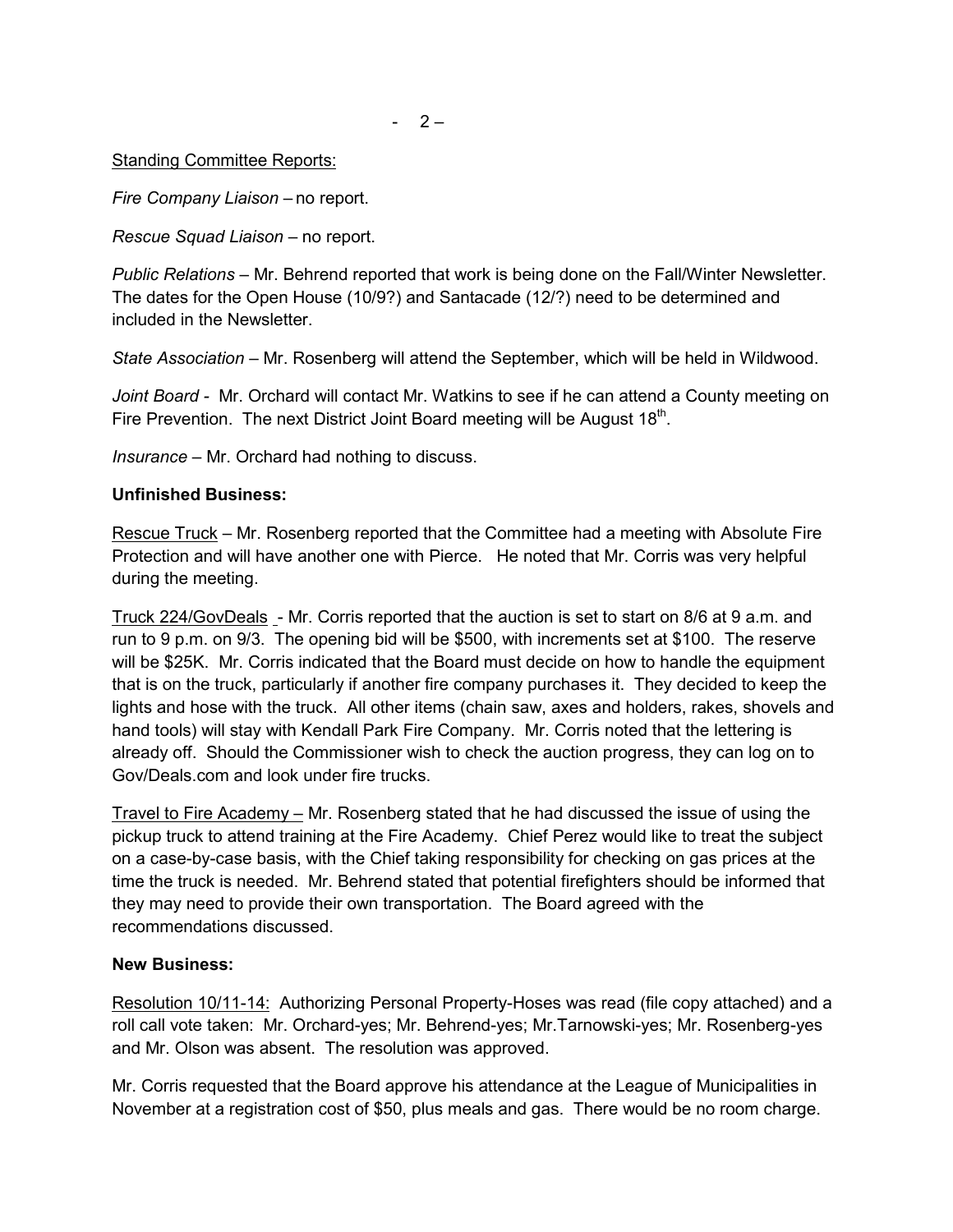Standing Committee Reports:

*Fire Company Liaison* – no report.

*Rescue Squad Liaison* – no report.

*Public Relations* – Mr. Behrend reported that work is being done on the Fall/Winter Newsletter. The dates for the Open House (10/9?) and Santacade (12/?) need to be determined and included in the Newsletter.

*State Association* – Mr. Rosenberg will attend the September, which will be held in Wildwood.

*Joint Board* - Mr. Orchard will contact Mr. Watkins to see if he can attend a County meeting on Fire Prevention. The next District Joint Board meeting will be August 18th.

*Insurance* – Mr. Orchard had nothing to discuss.

**Unfinished Business:**

Rescue Truck – Mr. Rosenberg reported that the Committee had a meeting with Absolute Fire Protection and will have another one with Pierce. He noted that Mr. Corris was very helpful during the meeting.

Truck 224/GovDeals - Mr. Corris reported that the auction is set to start on 8/6 at 9 a.m. and run to 9 p.m. on 9/3. The opening bid will be $500, with increments set at $100. The reserve will be $25K. Mr. Corris indicated that the Board must decide on how to handle the equipment that is on the truck, particularly if another fire company purchases it. They decided to keep the lights and hose with the truck. All other items (chain saw, axes and holders, rakes, shovels and hand tools) will stay with Kendall Park Fire Company. Mr. Corris noted that the lettering is already off. Should the Commissioner wish to check the auction progress, they can log on to Gov/Deals.com and look under fire trucks.

Travel to Fire Academy – Mr. Rosenberg stated that he had discussed the issue of using the pickup truck to attend training at the Fire Academy. Chief Perez would like to treat the subject on a case-by-case basis, with the Chief taking responsibility for checking on gas prices at the time the truck is needed. Mr. Behrend stated that potential firefighters should be informed that they may need to provide their own transportation. The Board agreed with the recommendations discussed.

**New Business:**

Resolution 10/11-14: Authorizing Personal Property-Hoses was read (file copy attached) and a roll call vote taken: Mr. Orchard-yes; Mr. Behrend-yes; Mr.Tarnowski-yes; Mr. Rosenberg-yes and Mr. Olson was absent. The resolution was approved.

Mr. Corris requested that the Board approve his attendance at the League of Municipalities in November at a registration cost of $50, plus meals and gas. There would be no room charge.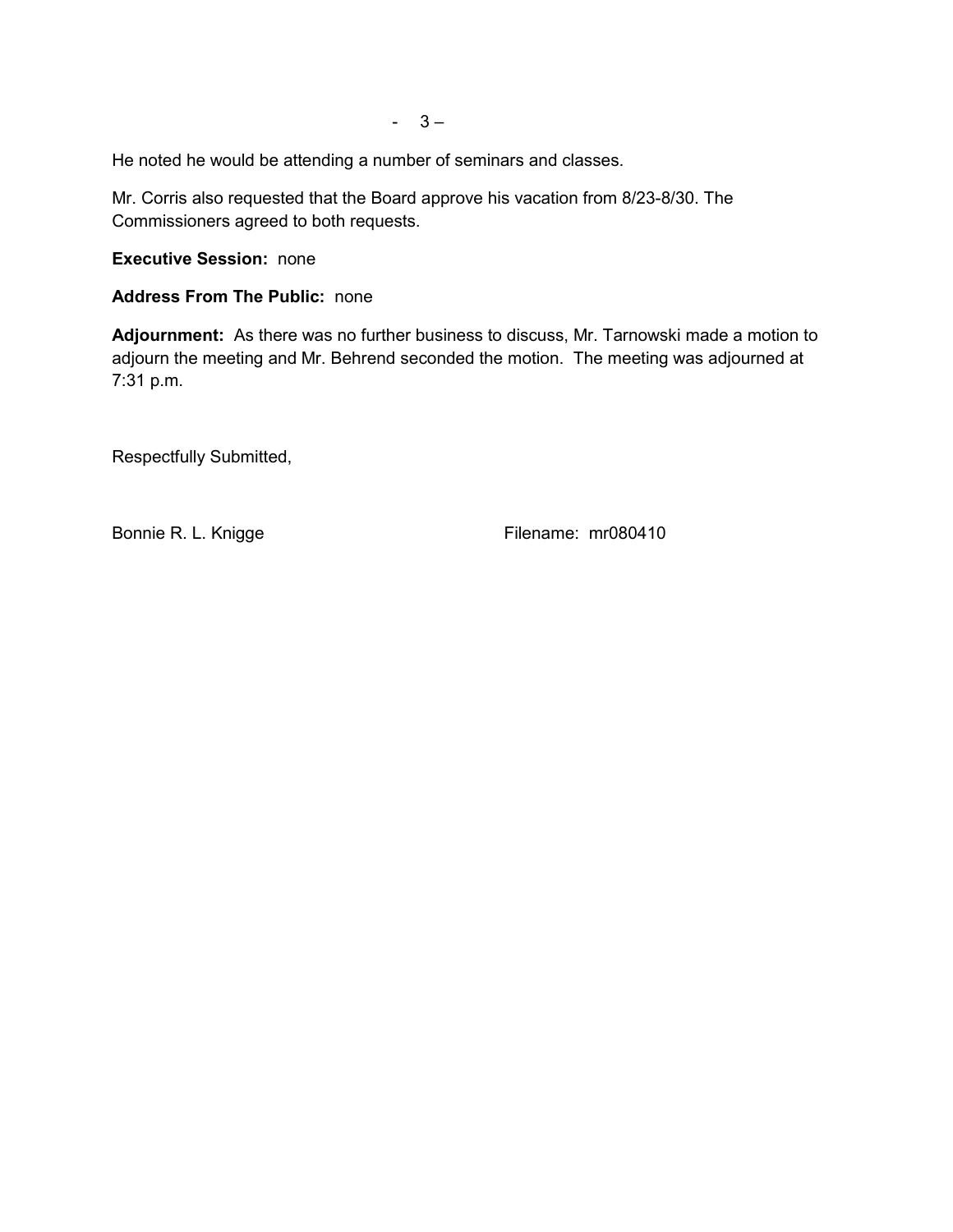He noted he would be attending a number of seminars and classes.

Mr. Corris also requested that the Board approve his vacation from 8/23-8/30. The Commissioners agreed to both requests.

**Executive Session:** none

**Address From The Public:** none

**Adjournment:** As there was no further business to discuss, Mr. Tarnowski made a motion to adjourn the meeting and Mr. Behrend seconded the motion. The meeting was adjourned at 7:31 p.m.

Respectfully Submitted,

Bonnie R. L. Knigge Filename: mr080410